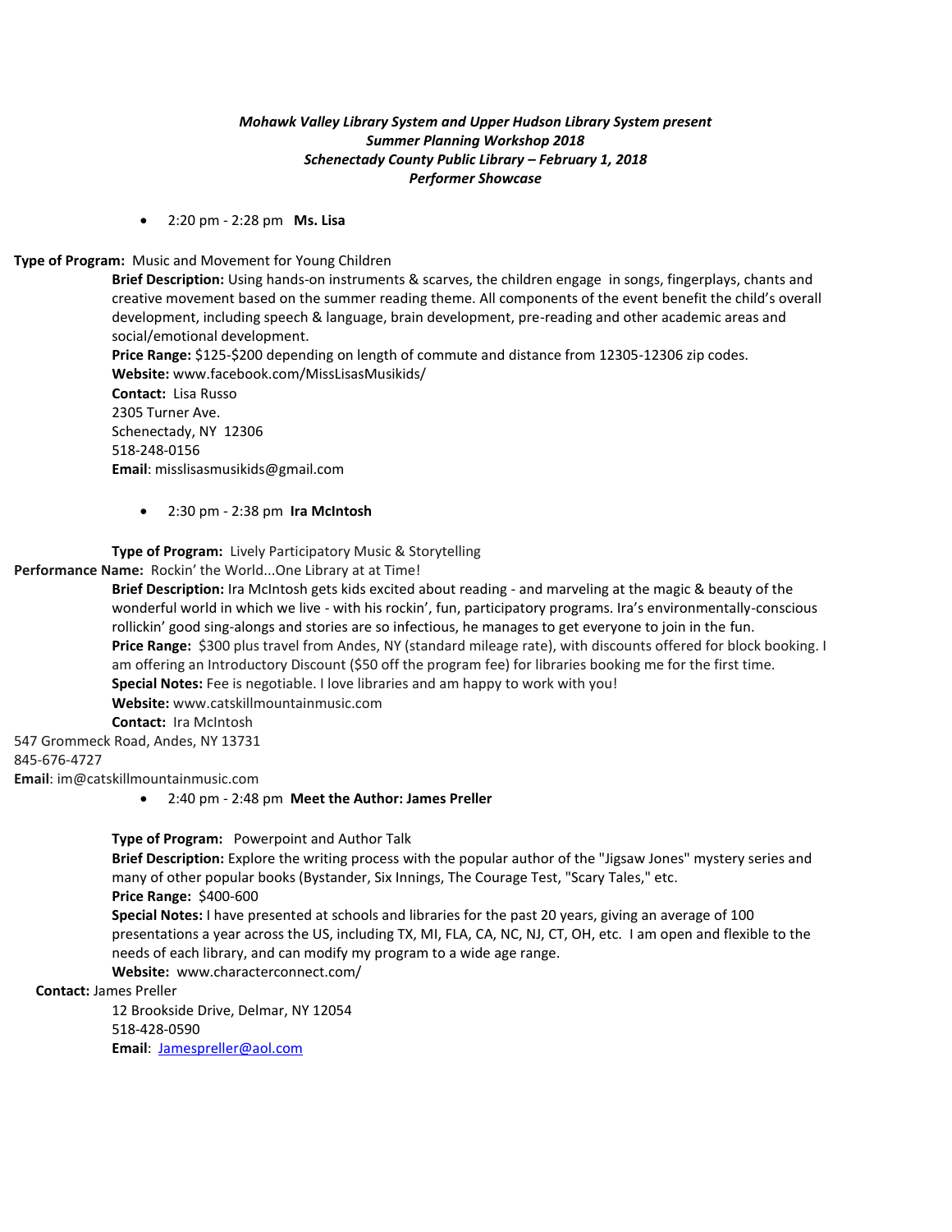***Mohawk Valley Library System and Upper Hudson Library System present***
***Summer Planning Workshop 2018***
***Schenectady County Public Library – February 1, 2018***
***Performer Showcase***

- 2:20 pm - 2:28 pm **Ms. Lisa**

**Type of Program:** Music and Movement for Young Children

**Brief Description:** Using hands-on instruments & scarves, the children engage in songs, fingerplays, chants and creative movement based on the summer reading theme. All components of the event benefit the child's overall development, including speech & language, brain development, pre-reading and other academic areas and social/emotional development.

**Price Range:** $125-$200 depending on length of commute and distance from 12305-12306 zip codes.

**Website:** www.facebook.com/MissLisasMusikids/

**Contact:** Lisa Russo
2305 Turner Ave.
Schenectady, NY 12306
518-248-0156

**Email**: misslisasmusikids@gmail.com

- 2:30 pm - 2:38 pm **Ira McIntosh**

**Type of Program:** Lively Participatory Music & Storytelling

**Performance Name:** Rockin' the World...One Library at at Time!

**Brief Description:** Ira McIntosh gets kids excited about reading - and marveling at the magic & beauty of the wonderful world in which we live - with his rockin', fun, participatory programs. Ira's environmentally-conscious rollickin' good sing-alongs and stories are so infectious, he manages to get everyone to join in the fun.

**Price Range:** $300 plus travel from Andes, NY (standard mileage rate), with discounts offered for block booking. I am offering an Introductory Discount ($50 off the program fee) for libraries booking me for the first time.

**Special Notes:** Fee is negotiable. I love libraries and am happy to work with you!

**Website:** www.catskillmountainmusic.com

**Contact:** Ira McIntosh
547 Grommeck Road, Andes, NY 13731
845-676-4727

**Email**: im@catskillmountainmusic.com

- 2:40 pm - 2:48 pm **Meet the Author: James Preller**

**Type of Program:** Powerpoint and Author Talk

**Brief Description:** Explore the writing process with the popular author of the "Jigsaw Jones" mystery series and many of other popular books (Bystander, Six Innings, The Courage Test, "Scary Tales," etc.

**Price Range:** $400-600

**Special Notes:** I have presented at schools and libraries for the past 20 years, giving an average of 100 presentations a year across the US, including TX, MI, FLA, CA, NC, NJ, CT, OH, etc. I am open and flexible to the needs of each library, and can modify my program to a wide age range.

**Website:** www.characterconnect.com/

**Contact:** James Preller
12 Brookside Drive, Delmar, NY 12054
518-428-0590

**Email**: Jamespreller@aol.com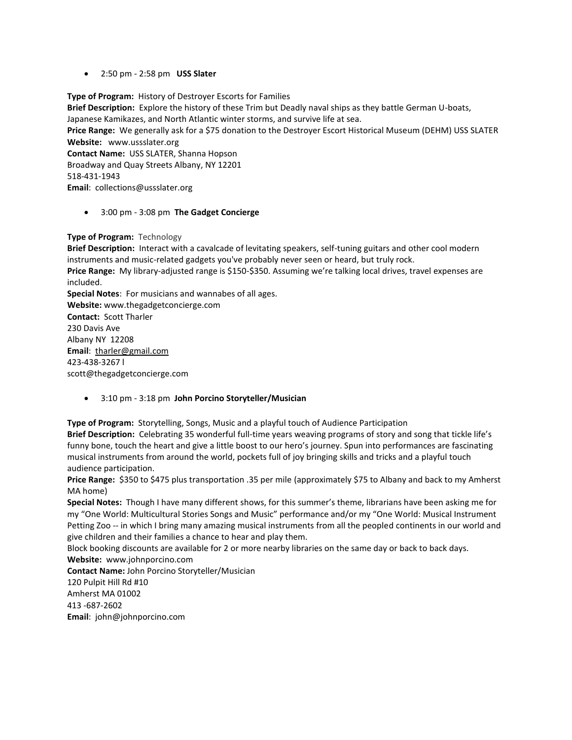- 2:50 pm - 2:58 pm **USS Slater**

**Type of Program:** History of Destroyer Escorts for Families
**Brief Description:** Explore the history of these Trim but Deadly naval ships as they battle German U-boats, Japanese Kamikazes, and North Atlantic winter storms, and survive life at sea.
**Price Range:** We generally ask for a $75 donation to the Destroyer Escort Historical Museum (DEHM) USS SLATER
**Website:** www.ussslater.org
**Contact Name:** USS SLATER, Shanna Hopson
Broadway and Quay Streets Albany, NY 12201
518-431-1943
**Email**: collections@ussslater.org

- 3:00 pm - 3:08 pm **The Gadget Concierge**

**Type of Program:** Technology
**Brief Description:** Interact with a cavalcade of levitating speakers, self-tuning guitars and other cool modern instruments and music-related gadgets you've probably never seen or heard, but truly rock.
**Price Range:** My library-adjusted range is $150-$350. Assuming we're talking local drives, travel expenses are included.
**Special Notes**: For musicians and wannabes of all ages.
**Website:** www.thegadgetconcierge.com
**Contact:** Scott Tharler
230 Davis Ave
Albany NY 12208
**Email**: tharler@gmail.com
423-438-3267 l
scott@thegadgetconcierge.com

- 3:10 pm - 3:18 pm **John Porcino Storyteller/Musician**

**Type of Program:** Storytelling, Songs, Music and a playful touch of Audience Participation
**Brief Description:** Celebrating 35 wonderful full-time years weaving programs of story and song that tickle life's funny bone, touch the heart and give a little boost to our hero's journey. Spun into performances are fascinating musical instruments from around the world, pockets full of joy bringing skills and tricks and a playful touch audience participation.
**Price Range:** $350 to $475 plus transportation .35 per mile (approximately $75 to Albany and back to my Amherst MA home)
**Special Notes:** Though I have many different shows, for this summer's theme, librarians have been asking me for my "One World: Multicultural Stories Songs and Music" performance and/or my "One World: Musical Instrument Petting Zoo -- in which I bring many amazing musical instruments from all the peopled continents in our world and give children and their families a chance to hear and play them.
Block booking discounts are available for 2 or more nearby libraries on the same day or back to back days.
**Website:** www.johnporcino.com
**Contact Name:** John Porcino Storyteller/Musician
120 Pulpit Hill Rd #10
Amherst MA 01002
413 -687-2602
**Email**: john@johnporcino.com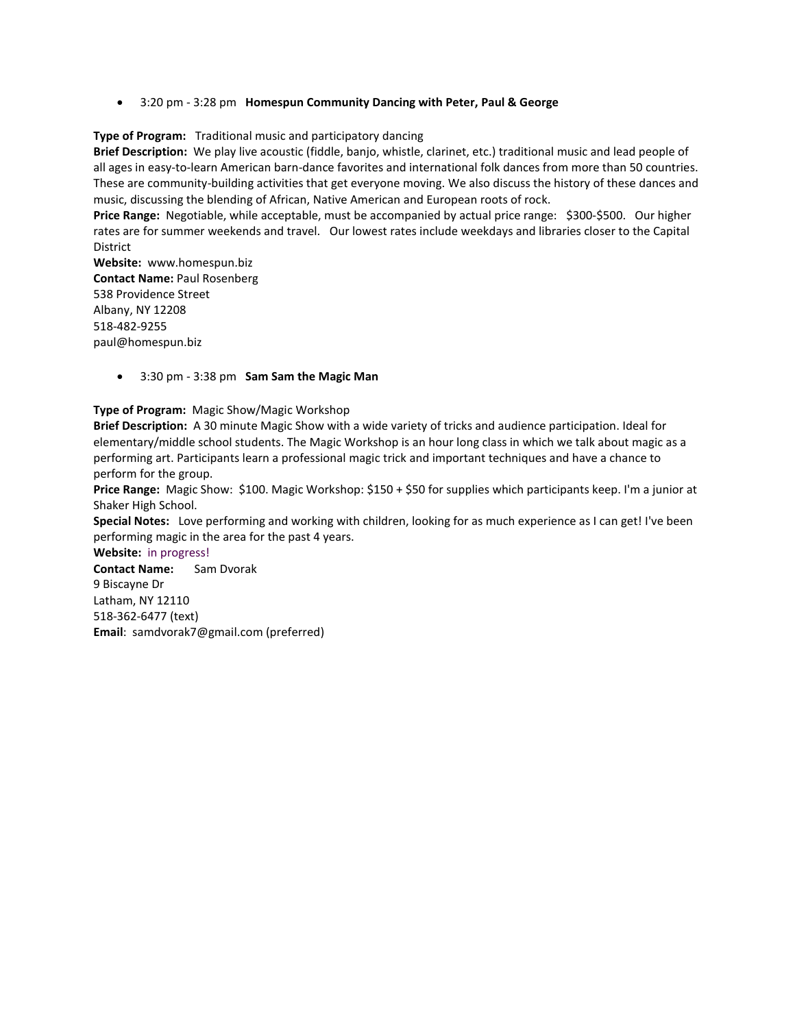- 3:20 pm - 3:28 pm **Homespun Community Dancing with Peter, Paul & George**

**Type of Program:** Traditional music and participatory dancing
**Brief Description:** We play live acoustic (fiddle, banjo, whistle, clarinet, etc.) traditional music and lead people of all ages in easy-to-learn American barn-dance favorites and international folk dances from more than 50 countries. These are community-building activities that get everyone moving. We also discuss the history of these dances and music, discussing the blending of African, Native American and European roots of rock.
**Price Range:** Negotiable, while acceptable, must be accompanied by actual price range: $300-$500. Our higher rates are for summer weekends and travel. Our lowest rates include weekdays and libraries closer to the Capital District
**Website:** www.homespun.biz
**Contact Name:** Paul Rosenberg
538 Providence Street
Albany, NY 12208
518-482-9255
paul@homespun.biz

- 3:30 pm - 3:38 pm **Sam Sam the Magic Man**

**Type of Program:** Magic Show/Magic Workshop
**Brief Description:** A 30 minute Magic Show with a wide variety of tricks and audience participation. Ideal for elementary/middle school students. The Magic Workshop is an hour long class in which we talk about magic as a performing art. Participants learn a professional magic trick and important techniques and have a chance to perform for the group.
**Price Range:** Magic Show: $100. Magic Workshop: $150 + $50 for supplies which participants keep. I'm a junior at Shaker High School.
**Special Notes:** Love performing and working with children, looking for as much experience as I can get! I've been performing magic in the area for the past 4 years.
**Website:** in progress!
**Contact Name:** Sam Dvorak
9 Biscayne Dr
Latham, NY 12110
518-362-6477 (text)
**Email**: samdvorak7@gmail.com (preferred)